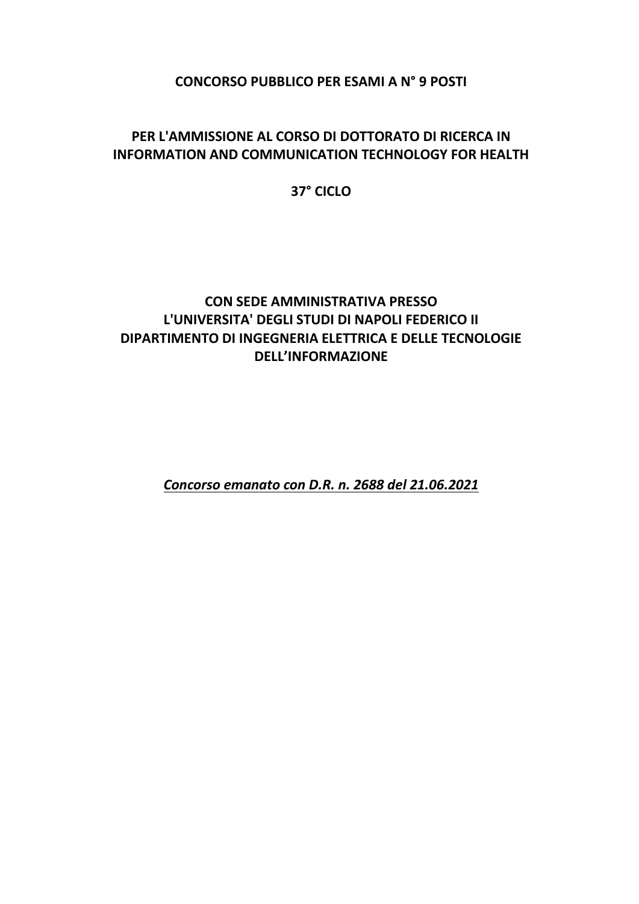**CONCORSO PUBBLICO PER ESAMI A N° 9 POSTI**

**PER L'AMMISSIONE AL CORSO DI DOTTORATO DI RICERCA IN INFORMATION AND COMMUNICATION TECHNOLOGY FOR HEALTH**

**37° CICLO**

**CON SEDE AMMINISTRATIVA PRESSO L'UNIVERSITA' DEGLI STUDI DI NAPOLI FEDERICO II DIPARTIMENTO DI INGEGNERIA ELETTRICA E DELLE TECNOLOGIE DELL'INFORMAZIONE**

***Concorso emanato con D.R. n. 2688 del 21.06.2021***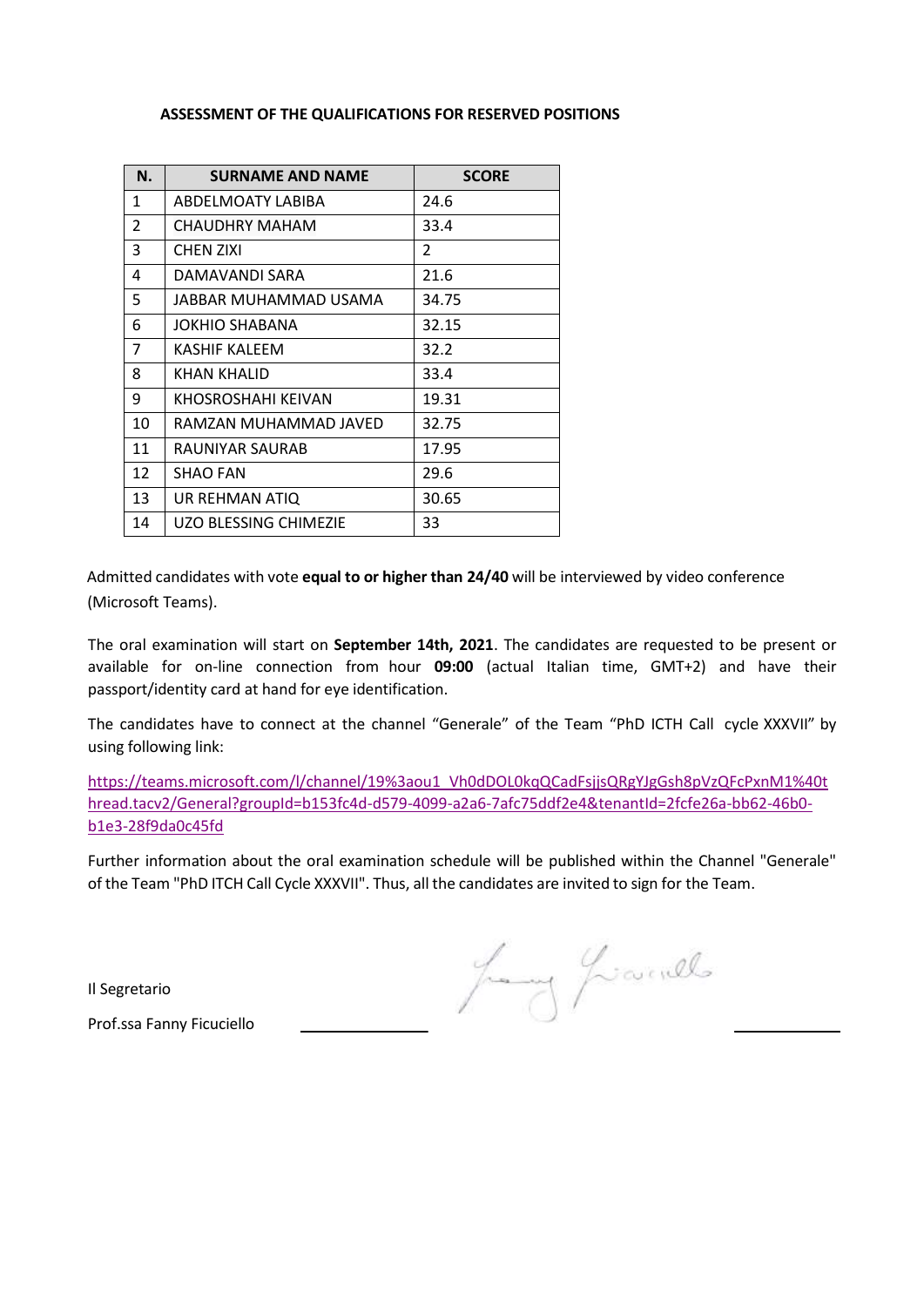**ASSESSMENT OF THE QUALIFICATIONS FOR RESERVED POSITIONS**

| N. | SURNAME AND NAME | SCORE |
| --- | --- | --- |
| 1 | ABDELMOATY LABIBA | 24.6 |
| 2 | CHAUDHRY MAHAM | 33.4 |
| 3 | CHEN ZIXI | 2 |
| 4 | DAMAVANDI SARA | 21.6 |
| 5 | JABBAR MUHAMMAD USAMA | 34.75 |
| 6 | JOKHIO SHABANA | 32.15 |
| 7 | KASHIF KALEEM | 32.2 |
| 8 | KHAN KHALID | 33.4 |
| 9 | KHOSROSHAHI KEIVAN | 19.31 |
| 10 | RAMZAN MUHAMMAD JAVED | 32.75 |
| 11 | RAUNIYAR SAURAB | 17.95 |
| 12 | SHAO FAN | 29.6 |
| 13 | UR REHMAN ATIQ | 30.65 |
| 14 | UZO BLESSING CHIMEZIE | 33 |

Admitted candidates with vote **equal to or higher than 24/40** will be interviewed by video conference (Microsoft Teams).

The oral examination will start on **September 14th, 2021**. The candidates are requested to be present or available for on-line connection from hour **09:00** (actual Italian time, GMT+2) and have their passport/identity card at hand for eye identification.

The candidates have to connect at the channel "Generale" of the Team "PhD ICTH Call cycle XXXVII" by using following link:

https://teams.microsoft.com/l/channel/19%3aou1_Vh0dDOL0kqQCadFsjjsQRgYJgGsh8pVzQFcPxnM1%40thread.tacv2/General?groupId=b153fc4d-d579-4099-a2a6-7afc75ddf2e4&tenantId=2fcfe26a-bb62-46b0-b1e3-28f9da0c45fd

Further information about the oral examination schedule will be published within the Channel "Generale" of the Team "PhD ITCH Call Cycle XXXVII". Thus, all the candidates are invited to sign for the Team.

Il Segretario

Prof.ssa Fanny Ficuciello